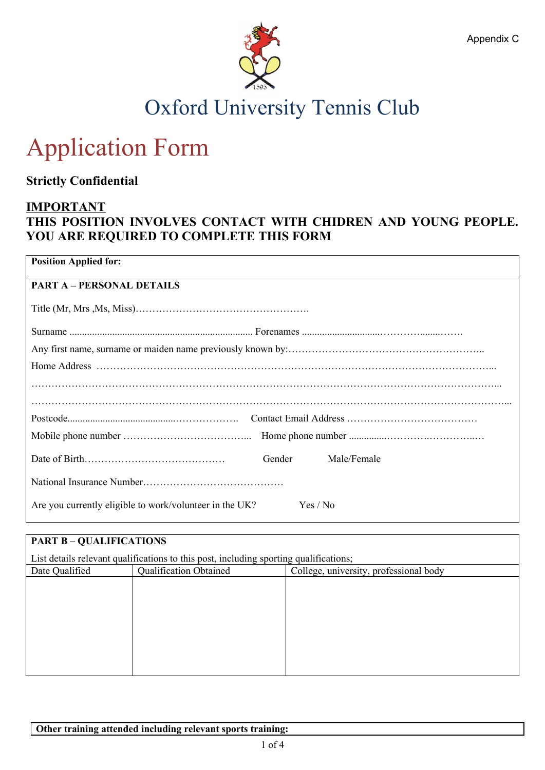Appendix C

# Oxford University Tennis Club

# Application Form

**Strictly Confidential**

**IMPORTANT**

**THIS POSITION INVOLVES CONTACT WITH CHIDREN AND YOUNG PEOPLE. YOU ARE REQUIRED TO COMPLETE THIS FORM**

**Position Applied for:**

**PART A – PERSONAL DETAILS**

Title (Mr, Mrs ,Ms, Miss)…………………………………………….

Surname ......................................................................... Forenames ..............................…………........…….

Any first name, surname or maiden name previously known by:………………………………………………..

Home Address ……………………………………………………………………………………………………...

……………………………………………………………………………………………………………………...

……………………………………………………………………………………………………………………...

Postcode..........................................………………. Contact Email Address …………………………………

Mobile phone number ………………………………... Home phone number ...............…………..…………..…

Date of Birth…………………………………… Gender Male/Female

National Insurance Number……………………………………

Are you currently eligible to work/volunteer in the UK? Yes / No

**PART B – QUALIFICATIONS**

List details relevant qualifications to this post, including sporting qualifications;

| Date Qualified | Qualification Obtained | College, university, professional body |
|---|---|---|
| | | |

**Other training attended including relevant sports training:**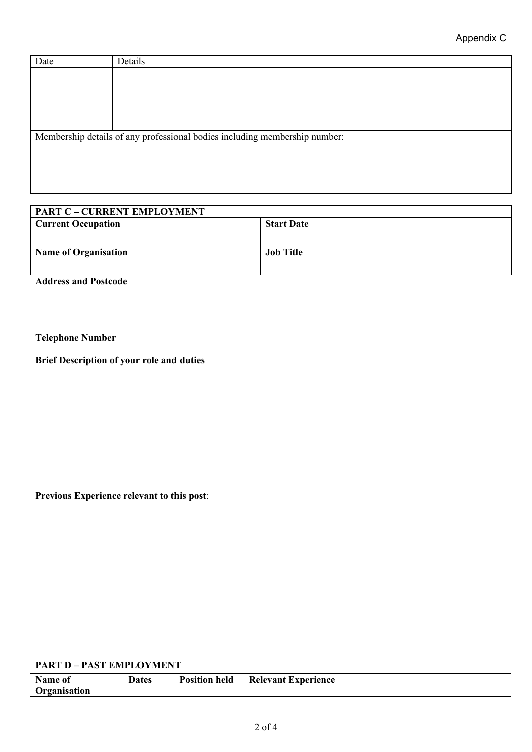| Date | Details |
|---|---|
| | |

Membership details of any professional bodies including membership number:

| PART C – CURRENT EMPLOYMENT | |
|---|---|
| **Current Occupation** | **Start Date** |
| **Name of Organisation** | **Job Title** |

**Address and Postcode**

**Telephone Number**

**Brief Description of your role and duties**

**Previous Experience relevant to this post**:

**PART D – PAST EMPLOYMENT**

| Name of Organisation | Dates | Position held | Relevant Experience |
|---|---|---|---|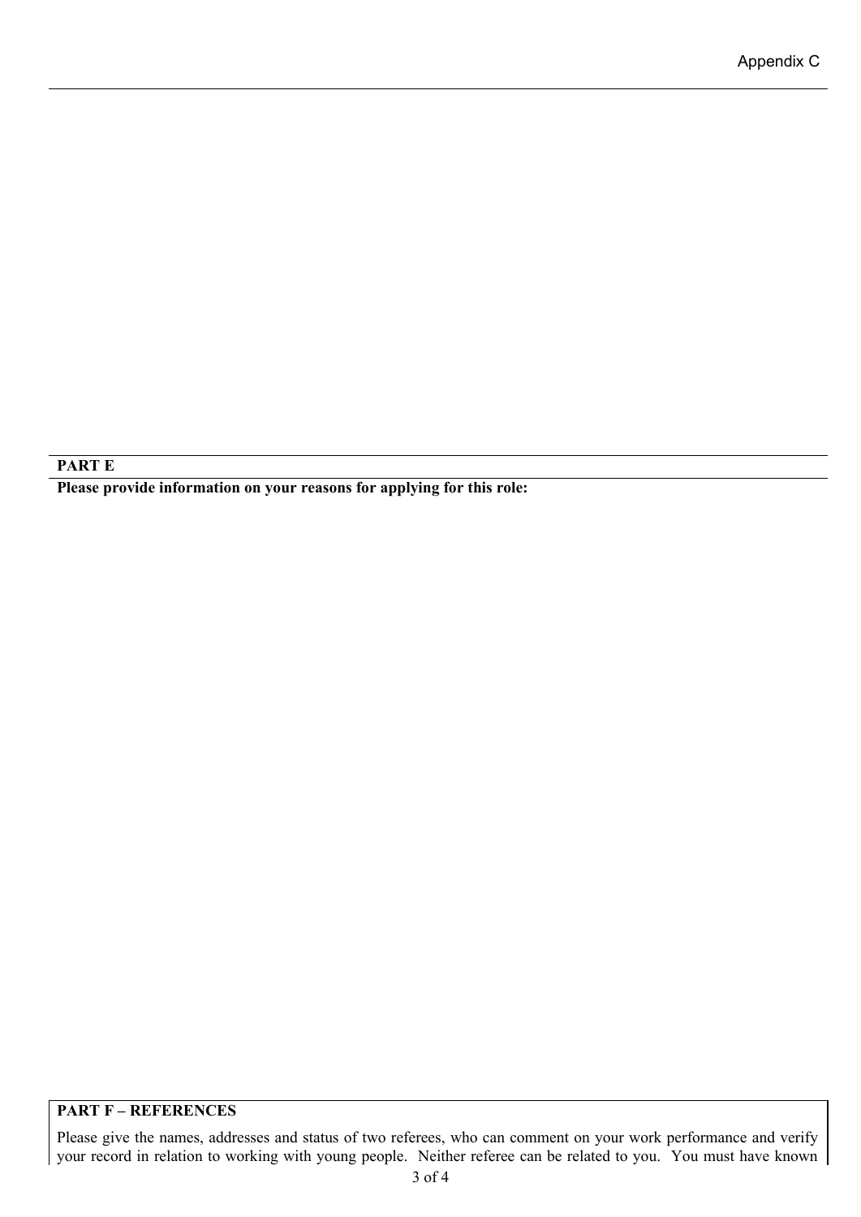**PART E**

**Please provide information on your reasons for applying for this role:**

**PART F – REFERENCES**

Please give the names, addresses and status of two referees, who can comment on your work performance and verify your record in relation to working with young people. Neither referee can be related to you. You must have known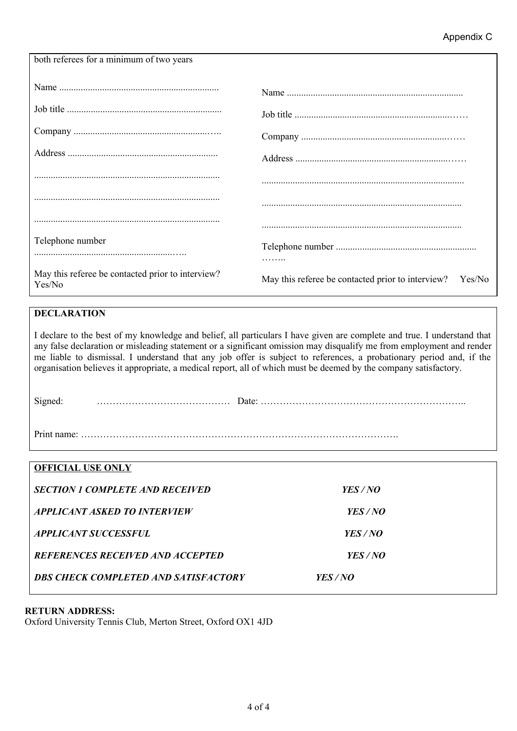Appendix C

both referees for a minimum of two years

| | |
|---|---|
| Name .................................................................. | Name ......................................................................... |
| Job title ................................................................ | Job title ...................................................................…… |
| Company ...........................................................….. | Company ................................................................…… |
| Address .............................................................. | Address .................................................................…… |
| ............................................................................. | .................................................................................... |
| ............................................................................. | .................................................................................. |
| ............................................................................. | .................................................................................. |
| Telephone number ............................................................….. | Telephone number .......................................................... …….. |
| May this referee be contacted prior to interview? Yes/No | May this referee be contacted prior to interview? Yes/No |

**DECLARATION**

I declare to the best of my knowledge and belief, all particulars I have given are complete and true. I understand that any false declaration or misleading statement or a significant omission may disqualify me from employment and render me liable to dismissal. I understand that any job offer is subject to references, a probationary period and, if the organisation believes it appropriate, a medical report, all of which must be deemed by the company satisfactory.

Signed: …………………………………… Date: ………………………………………………………..

Print name: ……………………………………………………………………………………….

**OFFICIAL USE ONLY**

| | |
|---|---|
| ***SECTION 1 COMPLETE AND RECEIVED*** | ***YES / NO*** |
| ***APPLICANT ASKED TO INTERVIEW*** | ***YES / NO*** |
| ***APPLICANT SUCCESSFUL*** | ***YES / NO*** |
| ***REFERENCES RECEIVED AND ACCEPTED*** | ***YES / NO*** |
| ***DBS CHECK COMPLETED AND SATISFACTORY*** | ***YES / NO*** |

**RETURN ADDRESS:**
Oxford University Tennis Club, Merton Street, Oxford OX1 4JD